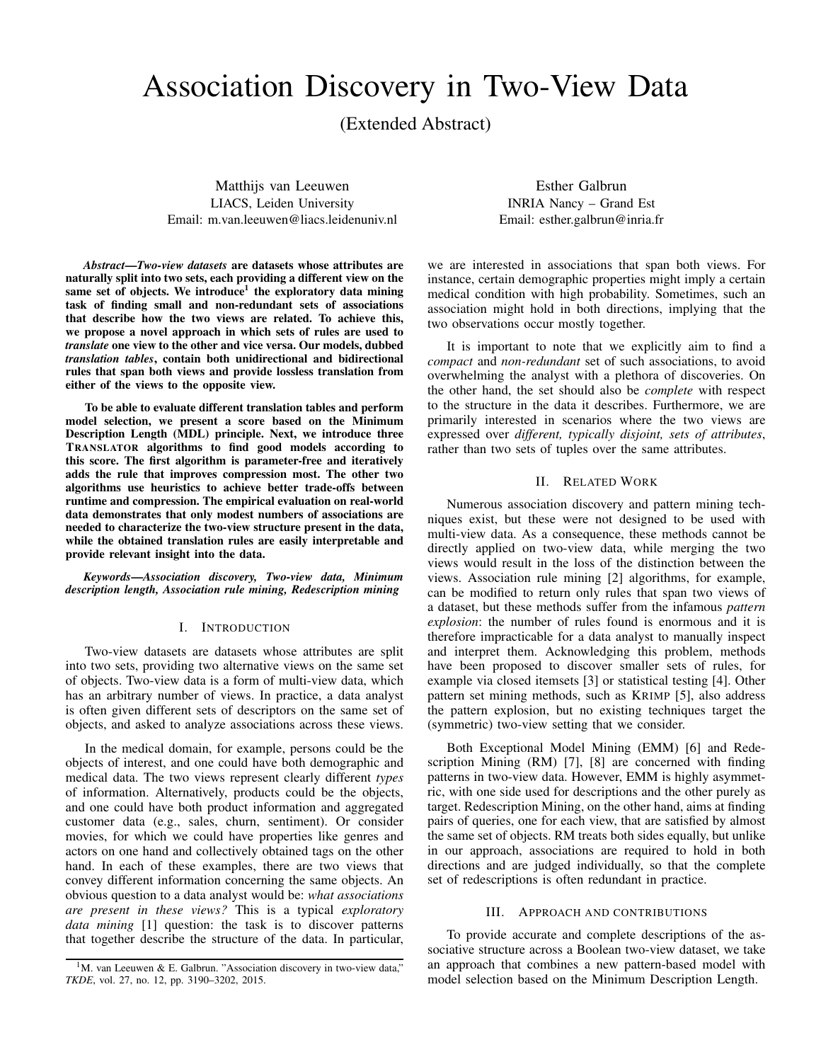# Association Discovery in Two-View Data

(Extended Abstract)

Matthijs van Leeuwen
LIACS, Leiden University
Email: m.van.leeuwen@liacs.leidenuniv.nl

Esther Galbrun
INRIA Nancy – Grand Est
Email: esther.galbrun@inria.fr

***Abstract*—*Two-view datasets* are datasets whose attributes are naturally split into two sets, each providing a different view on the same set of objects. We introduce[1] the exploratory data mining task of finding small and non-redundant sets of associations that describe how the two views are related. To achieve this, we propose a novel approach in which sets of rules are used to *translate* one view to the other and vice versa. Our models, dubbed *translation tables*, contain both unidirectional and bidirectional rules that span both views and provide lossless translation from either of the views to the opposite view.**

**To be able to evaluate different translation tables and perform model selection, we present a score based on the Minimum Description Length (MDL) principle. Next, we introduce three TRANSLATOR algorithms to find good models according to this score. The first algorithm is parameter-free and iteratively adds the rule that improves compression most. The other two algorithms use heuristics to achieve better trade-offs between runtime and compression. The empirical evaluation on real-world data demonstrates that only modest numbers of associations are needed to characterize the two-view structure present in the data, while the obtained translation rules are easily interpretable and provide relevant insight into the data.**

***Keywords*—*Association discovery, Two-view data, Minimum description length, Association rule mining, Redescription mining***

## I. Introduction

Two-view datasets are datasets whose attributes are split into two sets, providing two alternative views on the same set of objects. Two-view data is a form of multi-view data, which has an arbitrary number of views. In practice, a data analyst is often given different sets of descriptors on the same set of objects, and asked to analyze associations across these views.

In the medical domain, for example, persons could be the objects of interest, and one could have both demographic and medical data. The two views represent clearly different *types* of information. Alternatively, products could be the objects, and one could have both product information and aggregated customer data (e.g., sales, churn, sentiment). Or consider movies, for which we could have properties like genres and actors on one hand and collectively obtained tags on the other hand. In each of these examples, there are two views that convey different information concerning the same objects. An obvious question to a data analyst would be: *what associations are present in these views?* This is a typical *exploratory data mining* [1] question: the task is to discover patterns that together describe the structure of the data. In particular, we are interested in associations that span both views. For instance, certain demographic properties might imply a certain medical condition with high probability. Sometimes, such an association might hold in both directions, implying that the two observations occur mostly together.

It is important to note that we explicitly aim to find a *compact* and *non-redundant* set of such associations, to avoid overwhelming the analyst with a plethora of discoveries. On the other hand, the set should also be *complete* with respect to the structure in the data it describes. Furthermore, we are primarily interested in scenarios where the two views are expressed over *different, typically disjoint, sets of attributes*, rather than two sets of tuples over the same attributes.

## II. Related Work

Numerous association discovery and pattern mining techniques exist, but these were not designed to be used with multi-view data. As a consequence, these methods cannot be directly applied on two-view data, while merging the two views would result in the loss of the distinction between the views. Association rule mining [2] algorithms, for example, can be modified to return only rules that span two views of a dataset, but these methods suffer from the infamous *pattern explosion*: the number of rules found is enormous and it is therefore impractical for a data analyst to manually inspect and interpret them. Acknowledging this problem, methods have been proposed to discover smaller sets of rules, for example via closed itemsets [3] or statistical testing [4]. Other pattern set mining methods, such as KRIMP [5], also address the pattern explosion, but no existing techniques target the (symmetric) two-view setting that we consider.

Both Exceptional Model Mining (EMM) [6] and Redescription Mining (RM) [7], [8] are concerned with finding patterns in two-view data. However, EMM is highly asymmetric, with one side used for descriptions and the other purely as target. Redescription Mining, on the other hand, aims at finding pairs of queries, one for each view, that are satisfied by almost the same set of objects. RM treats both sides equally, but unlike in our approach, associations are required to hold in both directions and are judged individually, so that the complete set of redescriptions is often redundant in practice.

## III. Approach and Contributions

To provide accurate and complete descriptions of the associative structure across a Boolean two-view dataset, we take an approach that combines a new pattern-based model with model selection based on the Minimum Description Length.

[1] M. van Leeuwen & E. Galbrun. "Association discovery in two-view data," *TKDE*, vol. 27, no. 12, pp. 3190–3202, 2015.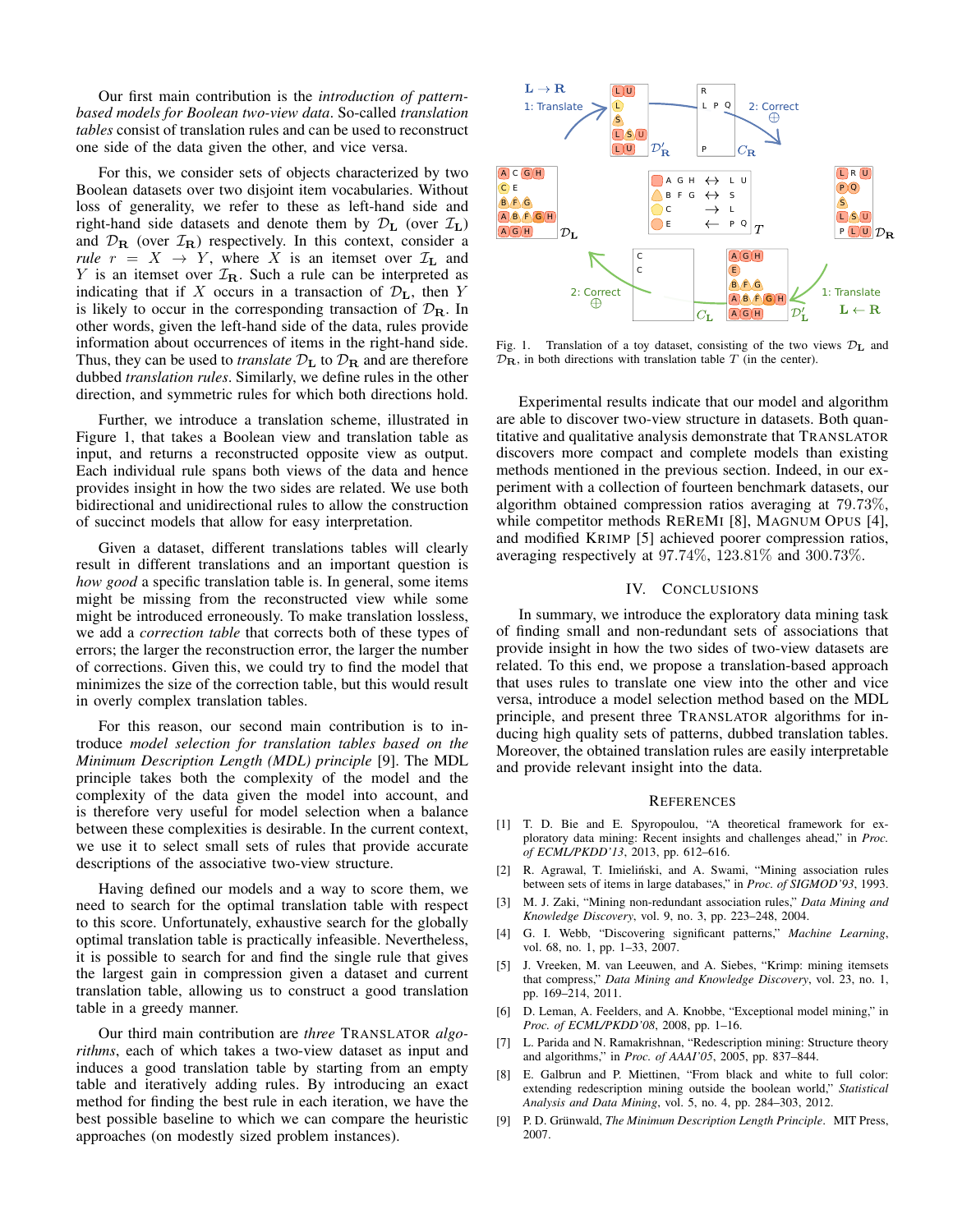Our first main contribution is the *introduction of pattern-based models for Boolean two-view data*. So-called *translation tables* consist of translation rules and can be used to reconstruct one side of the data given the other, and vice versa.

For this, we consider sets of objects characterized by two Boolean datasets over two disjoint item vocabularies. Without loss of generality, we refer to these as left-hand side and right-hand side datasets and denote them by $\mathcal{D}_\mathbf{L}$ (over $\mathcal{I}_\mathbf{L}$) and $\mathcal{D}_\mathbf{R}$ (over $\mathcal{I}_\mathbf{R}$) respectively. In this context, consider a *rule* $r = X \rightarrow Y$, where $X$ is an itemset over $\mathcal{I}_\mathbf{L}$ and $Y$ is an itemset over $\mathcal{I}_\mathbf{R}$. Such a rule can be interpreted as indicating that if $X$ occurs in a transaction of $\mathcal{D}_\mathbf{L}$, then $Y$ is likely to occur in the corresponding transaction of $\mathcal{D}_\mathbf{R}$. In other words, given the left-hand side of the data, rules provide information about occurrences of items in the right-hand side. Thus, they can be used to *translate* $\mathcal{D}_\mathbf{L}$ to $\mathcal{D}_\mathbf{R}$ and are therefore dubbed *translation rules*. Similarly, we define rules in the other direction, and symmetric rules for which both directions hold.

Further, we introduce a translation scheme, illustrated in Figure 1, that takes a Boolean view and translation table as input, and returns a reconstructed opposite view as output. Each individual rule spans both views of the data and hence provides insight in how the two sides are related. We use both bidirectional and unidirectional rules to allow the construction of succinct models that allow for easy interpretation.

Given a dataset, different translations tables will clearly result in different translations and an important question is *how good* a specific translation table is. In general, some items might be missing from the reconstructed view while some might be introduced erroneously. To make translation lossless, we add a *correction table* that corrects both of these types of errors; the larger the reconstruction error, the larger the number of corrections. Given this, we could try to find the model that minimizes the size of the correction table, but this would result in overly complex translation tables.

For this reason, our second main contribution is to introduce *model selection for translation tables based on the Minimum Description Length (MDL) principle* [9]. The MDL principle takes both the complexity of the model and the complexity of the data given the model into account, and is therefore very useful for model selection when a balance between these complexities is desirable. In the current context, we use it to select small sets of rules that provide accurate descriptions of the associative two-view structure.

Having defined our models and a way to score them, we need to search for the optimal translation table with respect to this score. Unfortunately, exhaustive search for the globally optimal translation table is practically infeasible. Nevertheless, it is possible to search for and find the single rule that gives the largest gain in compression given a dataset and current translation table, allowing us to construct a good translation table in a greedy manner.

Our third main contribution are *three* TRANSLATOR *algorithms*, each of which takes a two-view dataset as input and induces a good translation table by starting from an empty table and iteratively adding rules. By introducing an exact method for finding the best rule in each iteration, we have the best possible baseline to which we can compare the heuristic approaches (on modestly sized problem instances).

Fig. 1. Translation of a toy dataset, consisting of the two views $\mathcal{D}_\mathbf{L}$ and $\mathcal{D}_\mathbf{R}$, in both directions with translation table $T$ (in the center).

Experimental results indicate that our model and algorithm are able to discover two-view structure in datasets. Both quantitative and qualitative analysis demonstrate that TRANSLATOR discovers more compact and complete models than existing methods mentioned in the previous section. Indeed, in our experiment with a collection of fourteen benchmark datasets, our algorithm obtained compression ratios averaging at 79.73%, while competitor methods REREMI [8], MAGNUM OPUS [4], and modified KRIMP [5] achieved poorer compression ratios, averaging respectively at 97.74%, 123.81% and 300.73%.

## IV. CONCLUSIONS

In summary, we introduce the exploratory data mining task of finding small and non-redundant sets of associations that provide insight in how the two sides of two-view datasets are related. To this end, we propose a translation-based approach that uses rules to translate one view into the other and vice versa, introduce a model selection method based on the MDL principle, and present three TRANSLATOR algorithms for inducing high quality sets of patterns, dubbed translation tables. Moreover, the obtained translation rules are easily interpretable and provide relevant insight into the data.

## REFERENCES

[1] T. D. Bie and E. Spyropoulou, "A theoretical framework for exploratory data mining: Recent insights and challenges ahead," in *Proc. of ECML/PKDD'13*, 2013, pp. 612–616.

[2] R. Agrawal, T. Imieliński, and A. Swami, "Mining association rules between sets of items in large databases," in *Proc. of SIGMOD'93*, 1993.

[3] M. J. Zaki, "Mining non-redundant association rules," *Data Mining and Knowledge Discovery*, vol. 9, no. 3, pp. 223–248, 2004.

[4] G. I. Webb, "Discovering significant patterns," *Machine Learning*, vol. 68, no. 1, pp. 1–33, 2007.

[5] J. Vreeken, M. van Leeuwen, and A. Siebes, "Krimp: mining itemsets that compress," *Data Mining and Knowledge Discovery*, vol. 23, no. 1, pp. 169–214, 2011.

[6] D. Leman, A. Feelders, and A. Knobbe, "Exceptional model mining," in *Proc. of ECML/PKDD'08*, 2008, pp. 1–16.

[7] L. Parida and N. Ramakrishnan, "Redescription mining: Structure theory and algorithms," in *Proc. of AAAI'05*, 2005, pp. 837–844.

[8] E. Galbrun and P. Miettinen, "From black and white to full color: extending redescription mining outside the boolean world," *Statistical Analysis and Data Mining*, vol. 5, no. 4, pp. 284–303, 2012.

[9] P. D. Grünwald, *The Minimum Description Length Principle*. MIT Press, 2007.